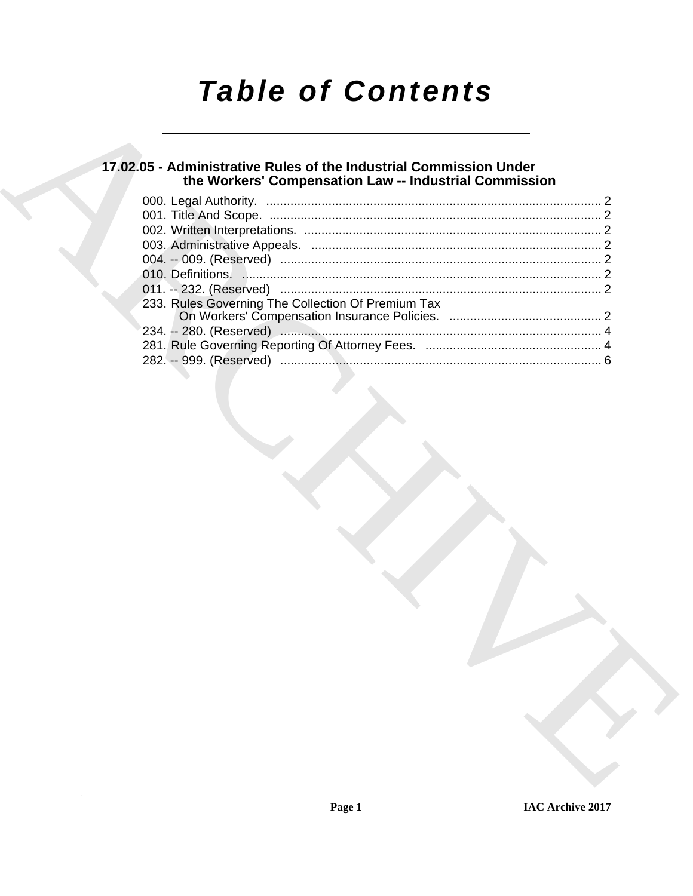# *Table of Contents*

## 17.02.05 - Administrative Rules of the Industrial Commission Under the Workers' Compensation Law -- Industrial Commission

000. Legal Authority. ................................................................................................ 2
001. Title And Scope. ................................................................................................ 2
002. Written Interpretations. ...................................................................................... 2
003. Administrative Appeals. .................................................................................... 2
004. -- 009. (Reserved) ............................................................................................ 2
010. Definitions. ....................................................................................................... 2
011. -- 232. (Reserved) ............................................................................................ 2
233. Rules Governing The Collection Of Premium Tax On Workers' Compensation Insurance Policies. ............................................ 2
234. -- 280. (Reserved) ............................................................................................ 4
281. Rule Governing Reporting Of Attorney Fees. ................................................... 4
282. -- 999. (Reserved) ............................................................................................ 6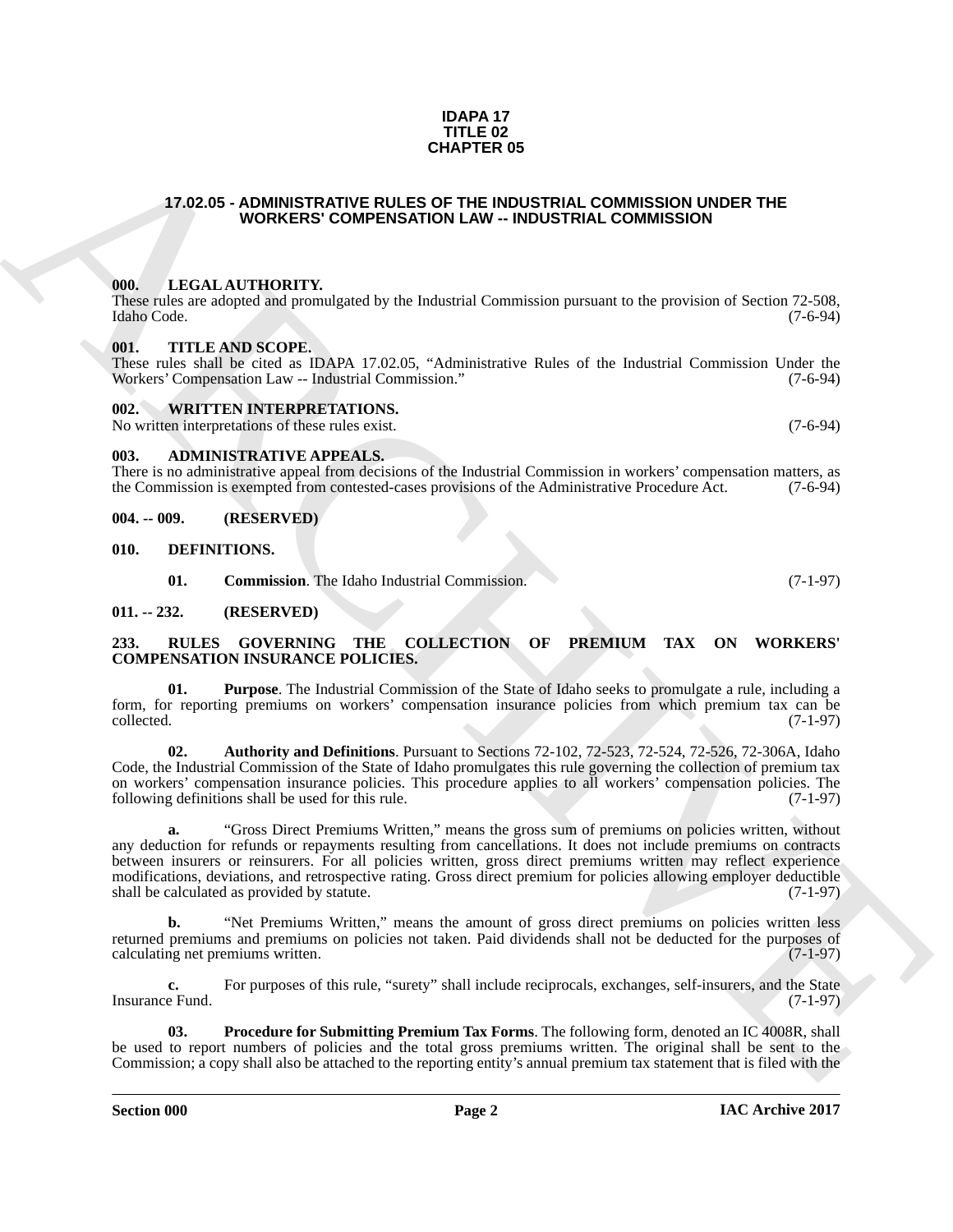**IDAPA 17**
**TITLE 02**
**CHAPTER 05**

# 17.02.05 - ADMINISTRATIVE RULES OF THE INDUSTRIAL COMMISSION UNDER THE WORKERS' COMPENSATION LAW -- INDUSTRIAL COMMISSION

## 000. LEGAL AUTHORITY.

These rules are adopted and promulgated by the Industrial Commission pursuant to the provision of Section 72-508, Idaho Code. (7-6-94)

## 001. TITLE AND SCOPE.

These rules shall be cited as IDAPA 17.02.05, "Administrative Rules of the Industrial Commission Under the Workers' Compensation Law -- Industrial Commission." (7-6-94)

## 002. WRITTEN INTERPRETATIONS.

No written interpretations of these rules exist. (7-6-94)

## 003. ADMINISTRATIVE APPEALS.

There is no administrative appeal from decisions of the Industrial Commission in workers' compensation matters, as the Commission is exempted from contested-cases provisions of the Administrative Procedure Act. (7-6-94)

## 004. -- 009. (RESERVED)

## 010. DEFINITIONS.

**01. Commission**. The Idaho Industrial Commission. (7-1-97)

## 011. -- 232. (RESERVED)

## 233. RULES GOVERNING THE COLLECTION OF PREMIUM TAX ON WORKERS' COMPENSATION INSURANCE POLICIES.

**01. Purpose**. The Industrial Commission of the State of Idaho seeks to promulgate a rule, including a form, for reporting premiums on workers' compensation insurance policies from which premium tax can be collected. (7-1-97)

**02. Authority and Definitions**. Pursuant to Sections 72-102, 72-523, 72-524, 72-526, 72-306A, Idaho Code, the Industrial Commission of the State of Idaho promulgates this rule governing the collection of premium tax on workers' compensation insurance policies. This procedure applies to all workers' compensation policies. The following definitions shall be used for this rule. (7-1-97)

**a.** "Gross Direct Premiums Written," means the gross sum of premiums on policies written, without any deduction for refunds or repayments resulting from cancellations. It does not include premiums on contracts between insurers or reinsurers. For all policies written, gross direct premiums written may reflect experience modifications, deviations, and retrospective rating. Gross direct premium for policies allowing employer deductible shall be calculated as provided by statute. (7-1-97)

**b.** "Net Premiums Written," means the amount of gross direct premiums on policies written less returned premiums and premiums on policies not taken. Paid dividends shall not be deducted for the purposes of calculating net premiums written. (7-1-97)

**c.** For purposes of this rule, "surety" shall include reciprocals, exchanges, self-insurers, and the State Insurance Fund. (7-1-97)

**03. Procedure for Submitting Premium Tax Forms**. The following form, denoted an IC 4008R, shall be used to report numbers of policies and the total gross premiums written. The original shall be sent to the Commission; a copy shall also be attached to the reporting entity's annual premium tax statement that is filed with the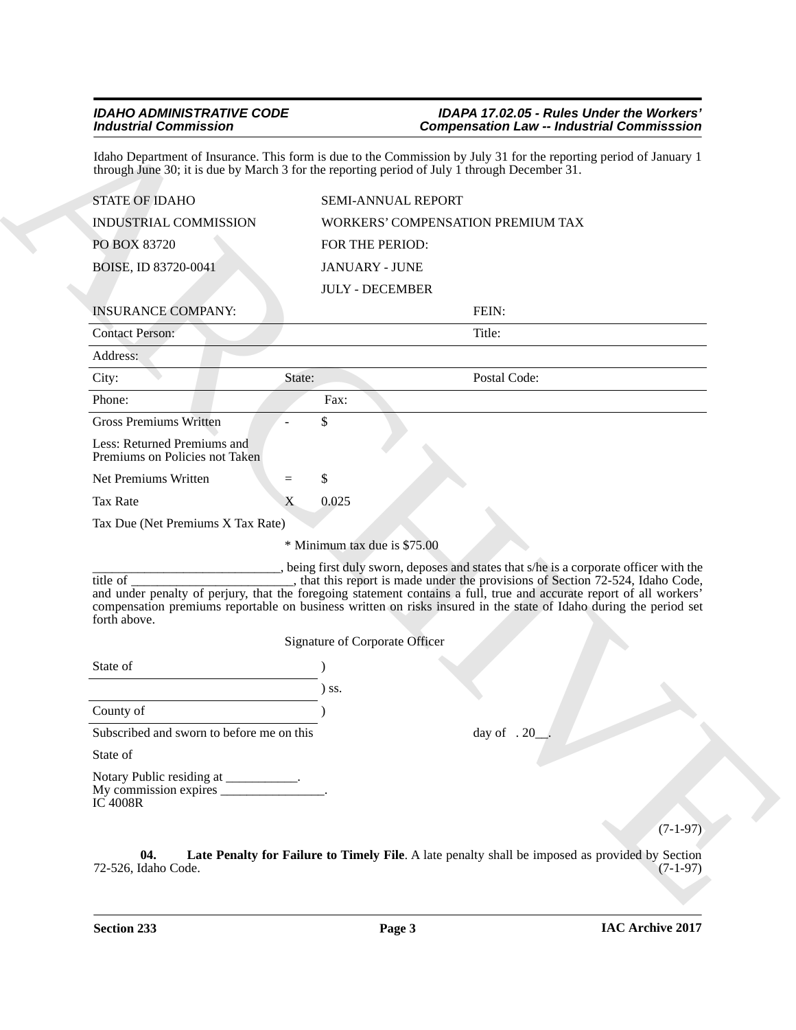Idaho Department of Insurance. This form is due to the Commission by July 31 for the reporting period of January 1 through June 30; it is due by March 3 for the reporting period of July 1 through December 31.

| | |
|---|---|
| STATE OF IDAHO | SEMI-ANNUAL REPORT |
| INDUSTRIAL COMMISSION | WORKERS' COMPENSATION PREMIUM TAX |
| PO BOX 83720 | FOR THE PERIOD: |
| BOISE, ID 83720-0041 | JANUARY - JUNE |
| | JULY - DECEMBER |

| | | | |
|---|---|---|---|
| INSURANCE COMPANY: | | | FEIN: |
| Contact Person: | | | Title: |
| Address: | | | |
| City: | State: | | Postal Code: |
| Phone: | | Fax: | |
| Gross Premiums Written | - | $ | |
| Less: Returned Premiums and Premiums on Policies not Taken | | | |
| Net Premiums Written | = | $ | |
| Tax Rate | X | 0.025 | |
| Tax Due (Net Premiums X Tax Rate) | | | |
| | * Minimum tax due is $75.00 | | |

_____________________________, being first duly sworn, deposes and states that s/he is a corporate officer with the title of _________________________, that this report is made under the provisions of Section 72-524, Idaho Code, and under penalty of perjury, that the foregoing statement contains a full, true and accurate report of all workers' compensation premiums reportable on business written on risks insured in the state of Idaho during the period set forth above.

Signature of Corporate Officer

| | |
|---|---|
| State of | ) |
| | ) ss. |
| County of | ) |

Subscribed and sworn to before me on this day of . 20__.

State of

Notary Public residing at ___________.
My commission expires ________________.
IC 4008R

(7-1-97)

**04. Late Penalty for Failure to Timely File**. A late penalty shall be imposed as provided by Section 72-526, Idaho Code. (7-1-97)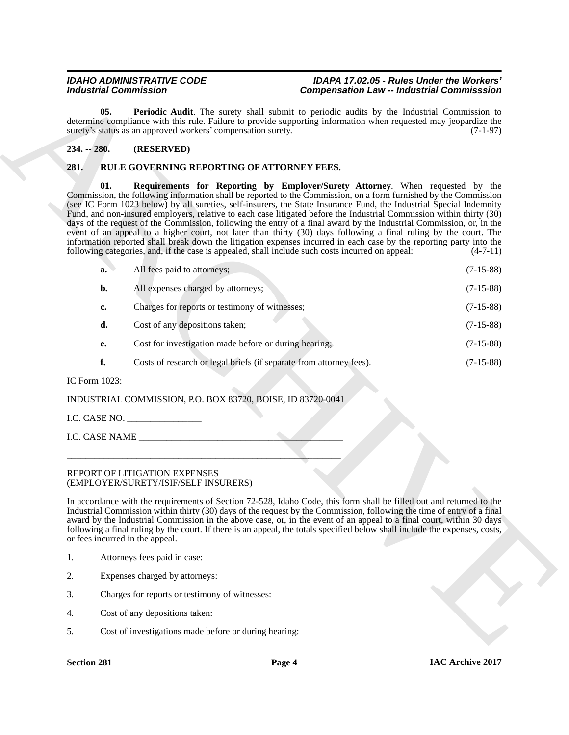**05. Periodic Audit**. The surety shall submit to periodic audits by the Industrial Commission to determine compliance with this rule. Failure to provide supporting information when requested may jeopardize the surety's status as an approved workers' compensation surety. (7-1-97)

## 234. -- 280. (RESERVED)

## 281. RULE GOVERNING REPORTING OF ATTORNEY FEES.

**01. Requirements for Reporting by Employer/Surety Attorney**. When requested by the Commission, the following information shall be reported to the Commission, on a form furnished by the Commission (see IC Form 1023 below) by all sureties, self-insurers, the State Insurance Fund, the Industrial Special Indemnity Fund, and non-insured employers, relative to each case litigated before the Industrial Commission within thirty (30) days of the request of the Commission, following the entry of a final award by the Industrial Commission, or, in the event of an appeal to a higher court, not later than thirty (30) days following a final ruling by the court. The information reported shall break down the litigation expenses incurred in each case by the reporting party into the following categories, and, if the case is appealed, shall include such costs incurred on appeal: (4-7-11)

**a.** All fees paid to attorneys; (7-15-88)

**b.** All expenses charged by attorneys; (7-15-88)

**c.** Charges for reports or testimony of witnesses; (7-15-88)

**d.** Cost of any depositions taken; (7-15-88)

**e.** Cost for investigation made before or during hearing; (7-15-88)

**f.** Costs of research or legal briefs (if separate from attorney fees). (7-15-88)

IC Form 1023:

INDUSTRIAL COMMISSION, P.O. BOX 83720, BOISE, ID 83720-0041

I.C. CASE NO. ________________

I.C. CASE NAME ____________________________________________

____________________________________________________________

REPORT OF LITIGATION EXPENSES
(EMPLOYER/SURETY/ISIF/SELF INSURERS)

In accordance with the requirements of Section 72-528, Idaho Code, this form shall be filled out and returned to the Industrial Commission within thirty (30) days of the request by the Commission, following the time of entry of a final award by the Industrial Commission in the above case, or, in the event of an appeal to a final court, within 30 days following a final ruling by the court. If there is an appeal, the totals specified below shall include the expenses, costs, or fees incurred in the appeal.

1. Attorneys fees paid in case:

2. Expenses charged by attorneys:

3. Charges for reports or testimony of witnesses:

4. Cost of any depositions taken:

5. Cost of investigations made before or during hearing: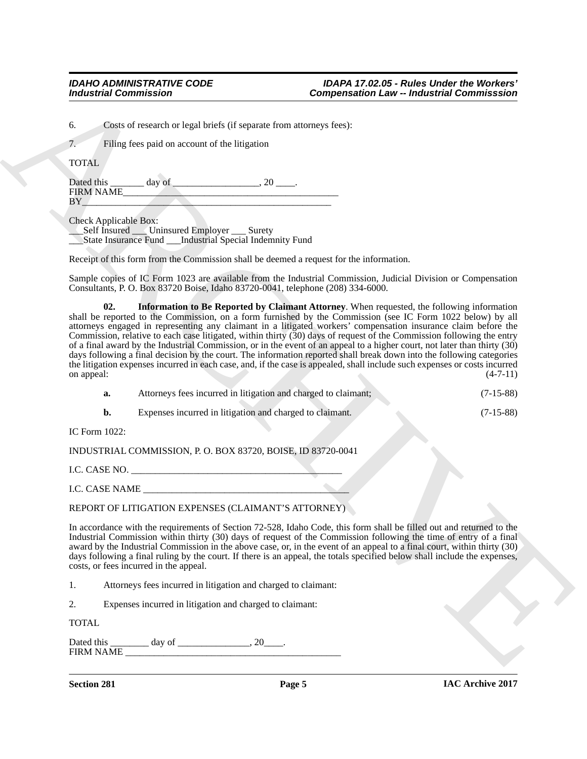6. Costs of research or legal briefs (if separate from attorneys fees):

7. Filing fees paid on account of the litigation

TOTAL

Dated this _______ day of __________________, 20 ____.
FIRM NAME_____________________________________________
BY_____________________________________________________

Check Applicable Box:
___Self Insured ___ Uninsured Employer ___ Surety
___State Insurance Fund ___Industrial Special Indemnity Fund

Receipt of this form from the Commission shall be deemed a request for the information.

Sample copies of IC Form 1023 are available from the Industrial Commission, Judicial Division or Compensation Consultants, P. O. Box 83720 Boise, Idaho 83720-0041, telephone (208) 334-6000.

**02. Information to Be Reported by Claimant Attorney**. When requested, the following information shall be reported to the Commission, on a form furnished by the Commission (see IC Form 1022 below) by all attorneys engaged in representing any claimant in a litigated workers' compensation insurance claim before the Commission, relative to each case litigated, within thirty (30) days of request of the Commission following the entry of a final award by the Industrial Commission, or in the event of an appeal to a higher court, not later than thirty (30) days following a final decision by the court. The information reported shall break down into the following categories the litigation expenses incurred in each case, and, if the case is appealed, shall include such expenses or costs incurred on appeal: (4-7-11)

**a.** Attorneys fees incurred in litigation and charged to claimant; (7-15-88)

**b.** Expenses incurred in litigation and charged to claimant. (7-15-88)

IC Form 1022:

INDUSTRIAL COMMISSION, P. O. BOX 83720, BOISE, ID 83720-0041

I.C. CASE NO. _____________________________________________

I.C. CASE NAME ___________________________________________

REPORT OF LITIGATION EXPENSES (CLAIMANT'S ATTORNEY)

In accordance with the requirements of Section 72-528, Idaho Code, this form shall be filled out and returned to the Industrial Commission within thirty (30) days of request of the Commission following the time of entry of a final award by the Industrial Commission in the above case, or, in the event of an appeal to a final court, within thirty (30) days following a final ruling by the court. If there is an appeal, the totals specified below shall include the expenses, costs, or fees incurred in the appeal.

1. Attorneys fees incurred in litigation and charged to claimant:

2. Expenses incurred in litigation and charged to claimant:

TOTAL

Dated this ________ day of _______________, 20____.
FIRM NAME _____________________________________________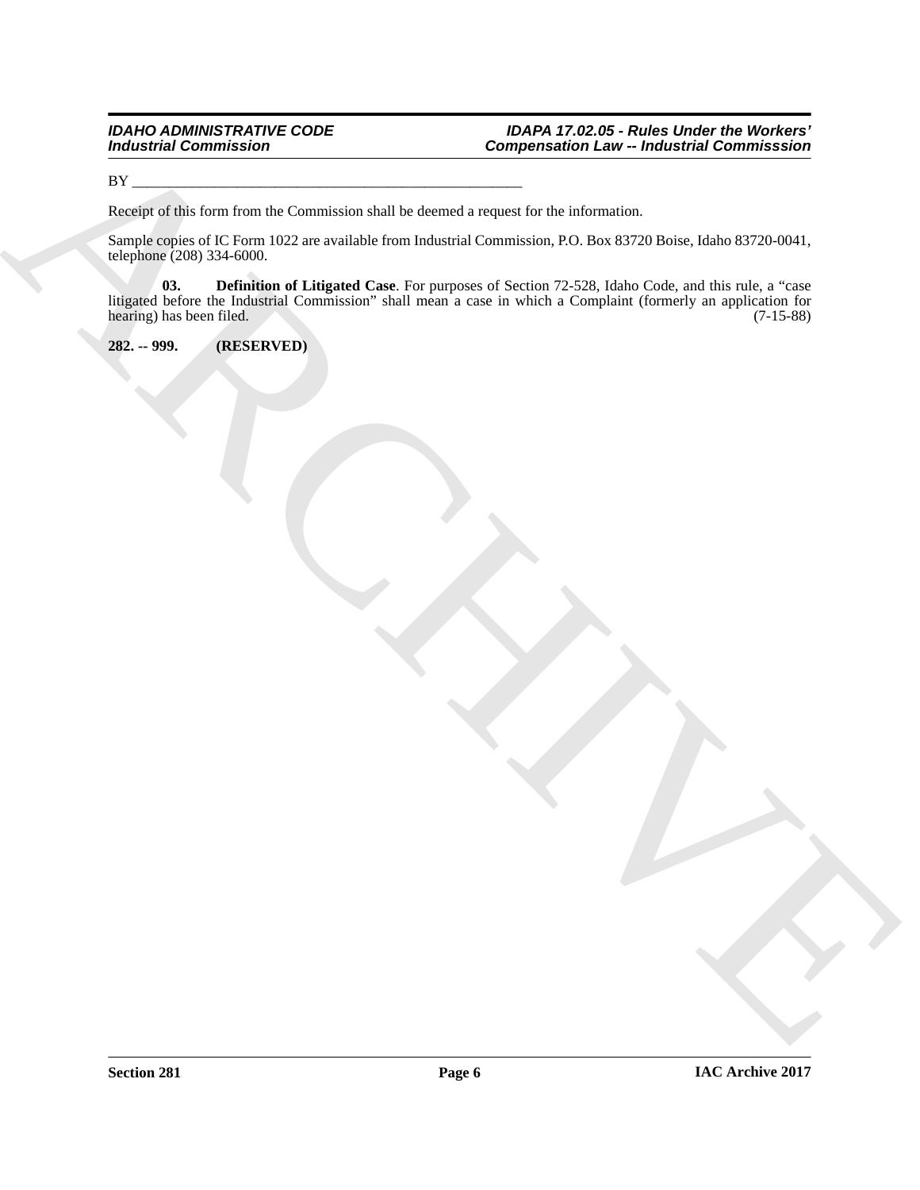BY _______________________________________________________

Receipt of this form from the Commission shall be deemed a request for the information.

Sample copies of IC Form 1022 are available from Industrial Commission, P.O. Box 83720 Boise, Idaho 83720-0041, telephone (208) 334-6000.

**03. Definition of Litigated Case**. For purposes of Section 72-528, Idaho Code, and this rule, a "case litigated before the Industrial Commission" shall mean a case in which a Complaint (formerly an application for hearing) has been filed. (7-15-88)

**282. -- 999. (RESERVED)**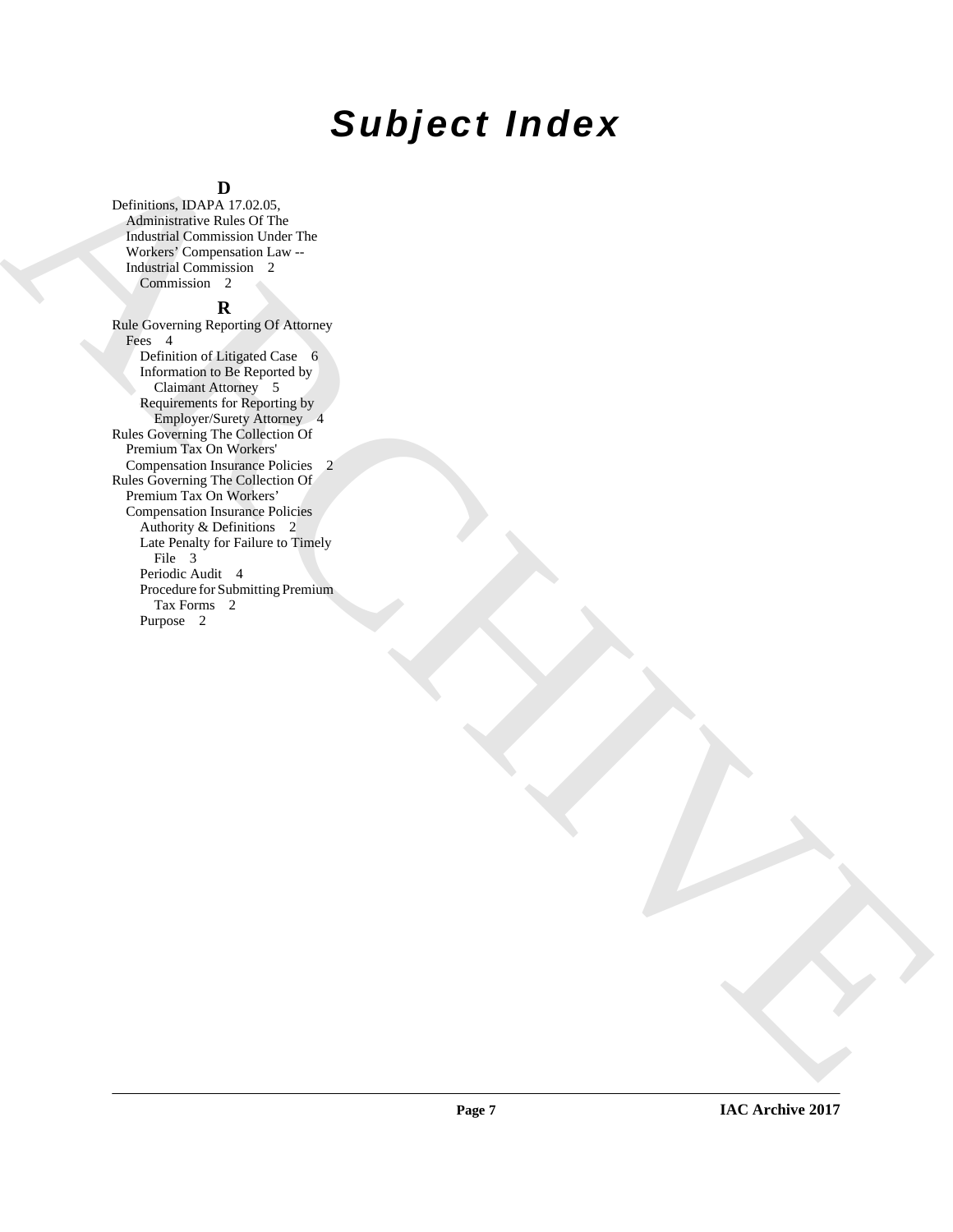# Subject Index

## D

Definitions, IDAPA 17.02.05, Administrative Rules Of The Industrial Commission Under The Workers' Compensation Law -- Industrial Commission 2
- Commission 2

## R

Rule Governing Reporting Of Attorney Fees 4
- Definition of Litigated Case 6
- Information to Be Reported by Claimant Attorney 5
- Requirements for Reporting by Employer/Surety Attorney 4

Rules Governing The Collection Of Premium Tax On Workers' Compensation Insurance Policies 2

Rules Governing The Collection Of Premium Tax On Workers' Compensation Insurance Policies
- Authority & Definitions 2
- Late Penalty for Failure to Timely File 3
- Periodic Audit 4
- Procedure for Submitting Premium Tax Forms 2
- Purpose 2